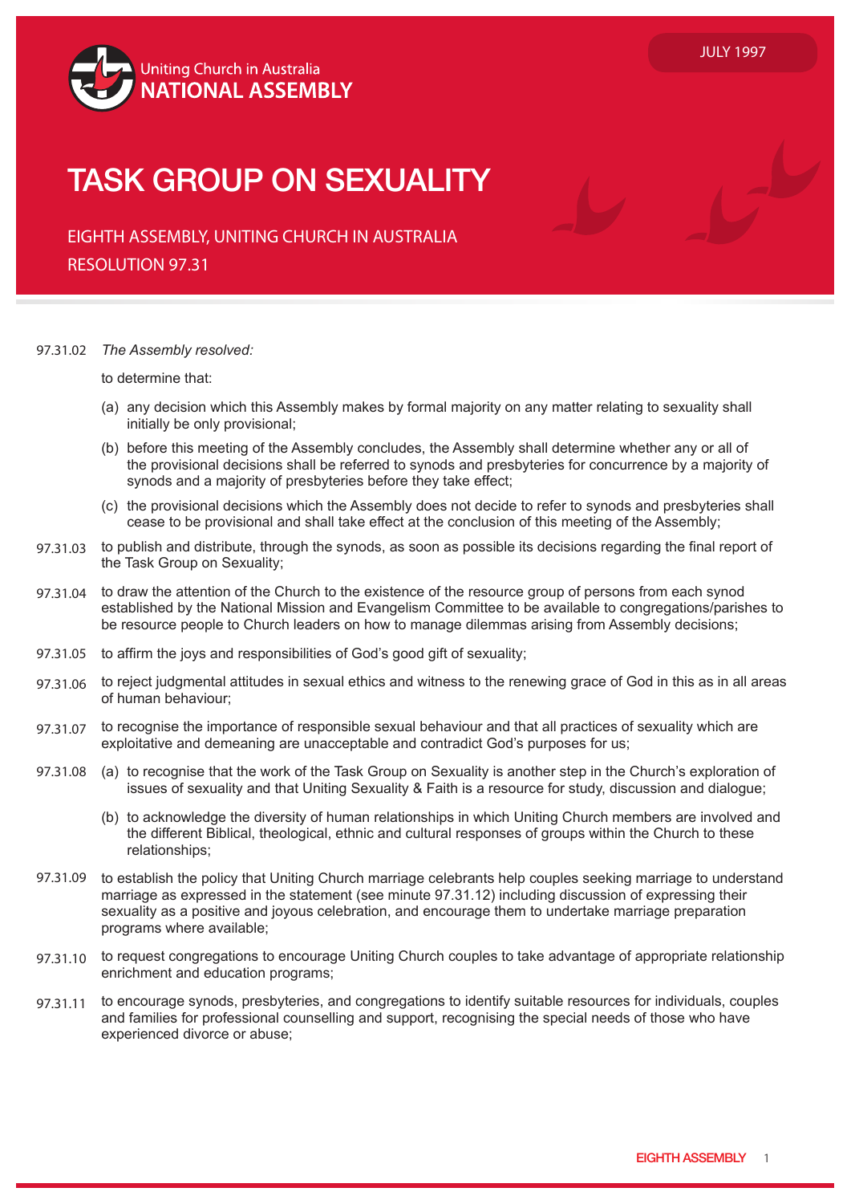Uniting Church in Australia
NATIONAL ASSEMBLY

JULY 1997

# TASK GROUP ON SEXUALITY

EIGHTH ASSEMBLY, UNITING CHURCH IN AUSTRALIA
RESOLUTION 97.31

97.31.02 *The Assembly resolved:*

to determine that:

(a) any decision which this Assembly makes by formal majority on any matter relating to sexuality shall initially be only provisional;

(b) before this meeting of the Assembly concludes, the Assembly shall determine whether any or all of the provisional decisions shall be referred to synods and presbyteries for concurrence by a majority of synods and a majority of presbyteries before they take effect;

(c) the provisional decisions which the Assembly does not decide to refer to synods and presbyteries shall cease to be provisional and shall take effect at the conclusion of this meeting of the Assembly;

97.31.03 to publish and distribute, through the synods, as soon as possible its decisions regarding the final report of the Task Group on Sexuality;

97.31.04 to draw the attention of the Church to the existence of the resource group of persons from each synod established by the National Mission and Evangelism Committee to be available to congregations/parishes to be resource people to Church leaders on how to manage dilemmas arising from Assembly decisions;

97.31.05 to affirm the joys and responsibilities of God's good gift of sexuality;

97.31.06 to reject judgmental attitudes in sexual ethics and witness to the renewing grace of God in this as in all areas of human behaviour;

97.31.07 to recognise the importance of responsible sexual behaviour and that all practices of sexuality which are exploitative and demeaning are unacceptable and contradict God's purposes for us;

97.31.08 (a) to recognise that the work of the Task Group on Sexuality is another step in the Church's exploration of issues of sexuality and that Uniting Sexuality & Faith is a resource for study, discussion and dialogue;

(b) to acknowledge the diversity of human relationships in which Uniting Church members are involved and the different Biblical, theological, ethnic and cultural responses of groups within the Church to these relationships;

97.31.09 to establish the policy that Uniting Church marriage celebrants help couples seeking marriage to understand marriage as expressed in the statement (see minute 97.31.12) including discussion of expressing their sexuality as a positive and joyous celebration, and encourage them to undertake marriage preparation programs where available;

97.31.10 to request congregations to encourage Uniting Church couples to take advantage of appropriate relationship enrichment and education programs;

97.31.11 to encourage synods, presbyteries, and congregations to identify suitable resources for individuals, couples and families for professional counselling and support, recognising the special needs of those who have experienced divorce or abuse;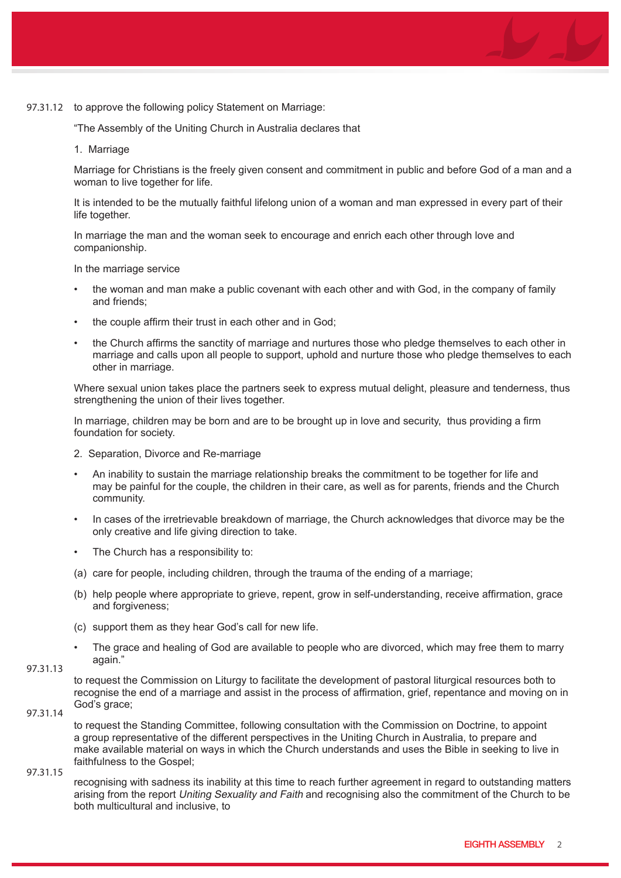97.31.12 to approve the following policy Statement on Marriage:

"The Assembly of the Uniting Church in Australia declares that

1. Marriage

Marriage for Christians is the freely given consent and commitment in public and before God of a man and a woman to live together for life.

It is intended to be the mutually faithful lifelong union of a woman and man expressed in every part of their life together.

In marriage the man and the woman seek to encourage and enrich each other through love and companionship.

In the marriage service

- the woman and man make a public covenant with each other and with God, in the company of family and friends;
- the couple affirm their trust in each other and in God;
- the Church affirms the sanctity of marriage and nurtures those who pledge themselves to each other in marriage and calls upon all people to support, uphold and nurture those who pledge themselves to each other in marriage.

Where sexual union takes place the partners seek to express mutual delight, pleasure and tenderness, thus strengthening the union of their lives together.

In marriage, children may be born and are to be brought up in love and security, thus providing a firm foundation for society.

2. Separation, Divorce and Re-marriage

- An inability to sustain the marriage relationship breaks the commitment to be together for life and may be painful for the couple, the children in their care, as well as for parents, friends and the Church community.
- In cases of the irretrievable breakdown of marriage, the Church acknowledges that divorce may be the only creative and life giving direction to take.
- The Church has a responsibility to:

(a) care for people, including children, through the trauma of the ending of a marriage;

(b) help people where appropriate to grieve, repent, grow in self-understanding, receive affirmation, grace and forgiveness;

(c) support them as they hear God's call for new life.

- The grace and healing of God are available to people who are divorced, which may free them to marry again."

97.31.13 to request the Commission on Liturgy to facilitate the development of pastoral liturgical resources both to recognise the end of a marriage and assist in the process of affirmation, grief, repentance and moving on in God's grace;

97.31.14 to request the Standing Committee, following consultation with the Commission on Doctrine, to appoint a group representative of the different perspectives in the Uniting Church in Australia, to prepare and make available material on ways in which the Church understands and uses the Bible in seeking to live in faithfulness to the Gospel;

97.31.15 recognising with sadness its inability at this time to reach further agreement in regard to outstanding matters arising from the report *Uniting Sexuality and Faith* and recognising also the commitment of the Church to be both multicultural and inclusive, to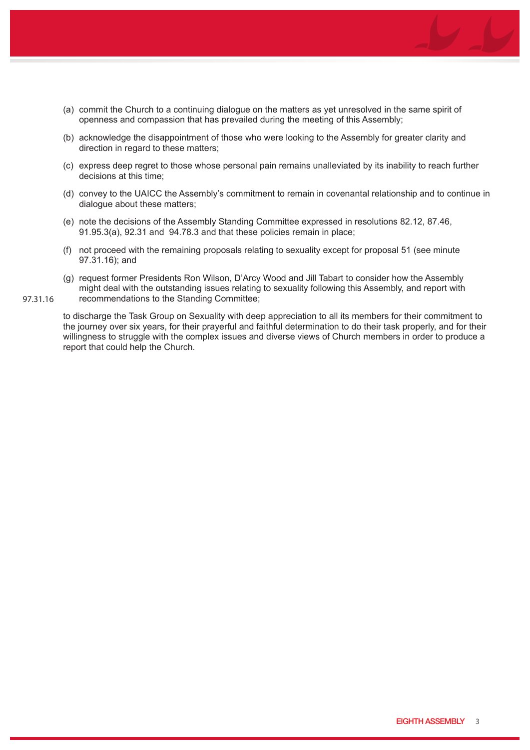(a) commit the Church to a continuing dialogue on the matters as yet unresolved in the same spirit of openness and compassion that has prevailed during the meeting of this Assembly;

(b) acknowledge the disappointment of those who were looking to the Assembly for greater clarity and direction in regard to these matters;

(c) express deep regret to those whose personal pain remains unalleviated by its inability to reach further decisions at this time;

(d) convey to the UAICC the Assembly's commitment to remain in covenantal relationship and to continue in dialogue about these matters;

(e) note the decisions of the Assembly Standing Committee expressed in resolutions 82.12, 87.46, 91.95.3(a), 92.31 and 94.78.3 and that these policies remain in place;

(f) not proceed with the remaining proposals relating to sexuality except for proposal 51 (see minute 97.31.16); and

(g) request former Presidents Ron Wilson, D'Arcy Wood and Jill Tabart to consider how the Assembly might deal with the outstanding issues relating to sexuality following this Assembly, and report with recommendations to the Standing Committee;

97.31.16

to discharge the Task Group on Sexuality with deep appreciation to all its members for their commitment to the journey over six years, for their prayerful and faithful determination to do their task properly, and for their willingness to struggle with the complex issues and diverse views of Church members in order to produce a report that could help the Church.